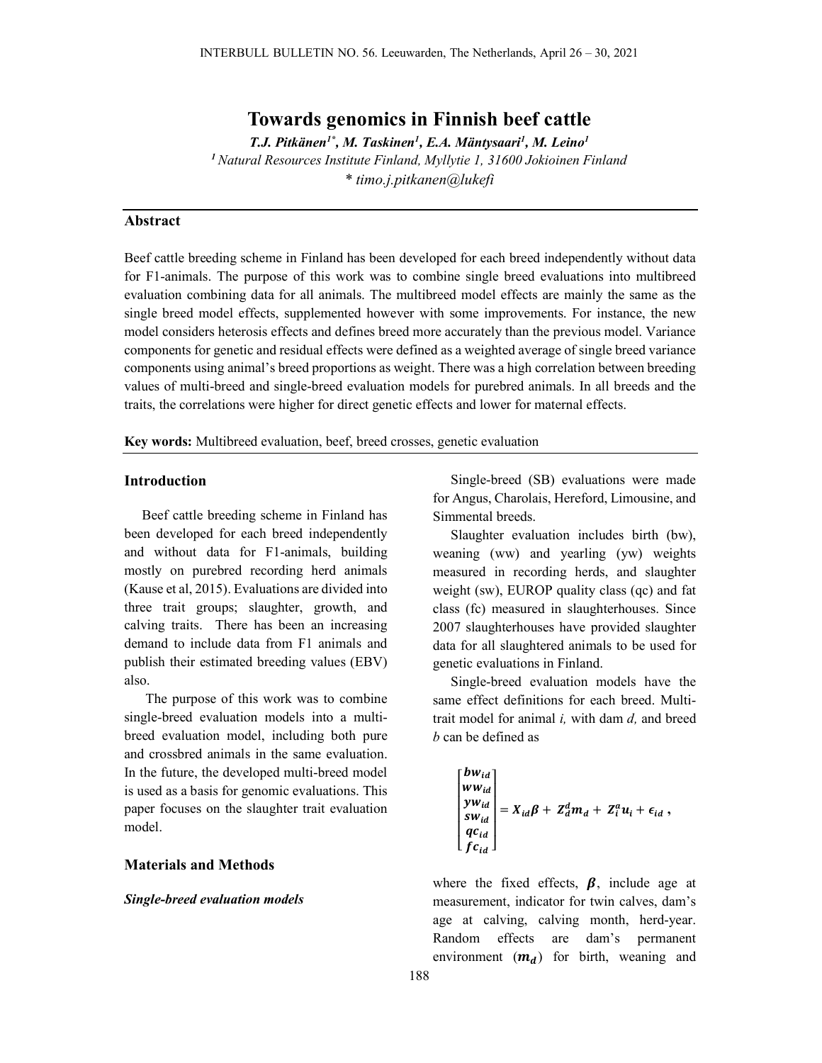# Towards genomics in Finnish beef cattle

***T.J. Pitkänen[1*], M. Taskinen[1], E.A. Mäntysaari[1], M. Leino[1]***

*[1] Natural Resources Institute Finland, Myllytie 1, 31600 Jokioinen Finland*

*\* timo.j.pitkanen@lukefi*

## Abstract

Beef cattle breeding scheme in Finland has been developed for each breed independently without data for F1-animals. The purpose of this work was to combine single breed evaluations into multibreed evaluation combining data for all animals. The multibreed model effects are mainly the same as the single breed model effects, supplemented however with some improvements. For instance, the new model considers heterosis effects and defines breed more accurately than the previous model. Variance components for genetic and residual effects were defined as a weighted average of single breed variance components using animal's breed proportions as weight. There was a high correlation between breeding values of multi-breed and single-breed evaluation models for purebred animals. In all breeds and the traits, the correlations were higher for direct genetic effects and lower for maternal effects.

**Key words:** Multibreed evaluation, beef, breed crosses, genetic evaluation

## Introduction

Beef cattle breeding scheme in Finland has been developed for each breed independently and without data for F1-animals, building mostly on purebred recording herd animals (Kause et al, 2015). Evaluations are divided into three trait groups; slaughter, growth, and calving traits. There has been an increasing demand to include data from F1 animals and publish their estimated breeding values (EBV) also.

The purpose of this work was to combine single-breed evaluation models into a multi-breed evaluation model, including both pure and crossbred animals in the same evaluation. In the future, the developed multi-breed model is used as a basis for genomic evaluations. This paper focuses on the slaughter trait evaluation model.

## Materials and Methods

### *Single-breed evaluation models*

Single-breed (SB) evaluations were made for Angus, Charolais, Hereford, Limousine, and Simmental breeds.

Slaughter evaluation includes birth (bw), weaning (ww) and yearling (yw) weights measured in recording herds, and slaughter weight (sw), EUROP quality class (qc) and fat class (fc) measured in slaughterhouses. Since 2007 slaughterhouses have provided slaughter data for all slaughtered animals to be used for genetic evaluations in Finland.

Single-breed evaluation models have the same effect definitions for each breed. Multi-trait model for animal *i,* with dam *d,* and breed *b* can be defined as

$$\begin{bmatrix} \boldsymbol{bw_{id}} \\ \boldsymbol{ww_{id}} \\ \boldsymbol{yw_{id}} \\ \boldsymbol{sw_{id}} \\ \boldsymbol{qc_{id}} \\ \boldsymbol{fc_{id}} \end{bmatrix} = \boldsymbol{X_{id}\beta} + \boldsymbol{Z_d^d m_d} + \boldsymbol{Z_i^a u_i} + \boldsymbol{\epsilon_{id}} \text{ ,}$$

where the fixed effects, $\boldsymbol{\beta}$, include age at measurement, indicator for twin calves, dam's age at calving, calving month, herd-year. Random effects are dam's permanent environment ($\boldsymbol{m_d}$) for birth, weaning and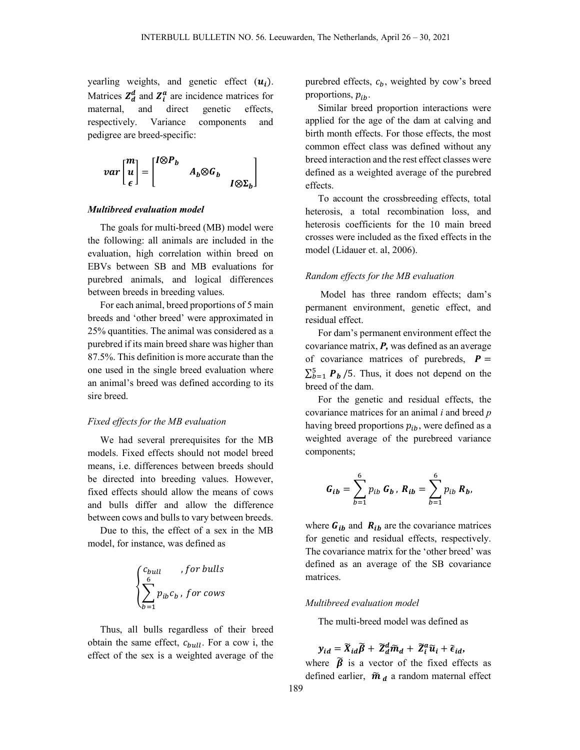yearling weights, and genetic effect ($\boldsymbol{u_i}$). Matrices $\boldsymbol{Z_d^d}$ and $\boldsymbol{Z_i^a}$ are incidence matrices for maternal, and direct genetic effects, respectively. Variance components and pedigree are breed-specific:

$$var\begin{bmatrix} \boldsymbol{m} \\ \boldsymbol{u} \\ \boldsymbol{\epsilon} \end{bmatrix} = \begin{bmatrix} \boldsymbol{I \otimes P_b} & & \\ & \boldsymbol{A_b \otimes G_b} & \\ & & \boldsymbol{I \otimes \Sigma_b} \end{bmatrix}$$

### *Multibreed evaluation model*

The goals for multi-breed (MB) model were the following: all animals are included in the evaluation, high correlation within breed on EBVs between SB and MB evaluations for purebred animals, and logical differences between breeds in breeding values.

For each animal, breed proportions of 5 main breeds and 'other breed' were approximated in 25% quantities. The animal was considered as a purebred if its main breed share was higher than 87.5%. This definition is more accurate than the one used in the single breed evaluation where an animal's breed was defined according to its sire breed.

#### *Fixed effects for the MB evaluation*

We had several prerequisites for the MB models. Fixed effects should not model breed means, i.e. differences between breeds should be directed into breeding values. However, fixed effects should allow the means of cows and bulls differ and allow the difference between cows and bulls to vary between breeds.

Due to this, the effect of a sex in the MB model, for instance, was defined as

$$\begin{cases} c_{bull} & , for\ bulls \\ \sum_{b=1}^{6} p_{ib} c_b & , for\ cows \end{cases}$$

Thus, all bulls regardless of their breed obtain the same effect, $c_{bull}$. For a cow i, the effect of the sex is a weighted average of the purebred effects, $c_b$, weighted by cow's breed proportions, $p_{ib}$.

Similar breed proportion interactions were applied for the age of the dam at calving and birth month effects. For those effects, the most common effect class was defined without any breed interaction and the rest effect classes were defined as a weighted average of the purebred effects.

To account the crossbreeding effects, total heterosis, a total recombination loss, and heterosis coefficients for the 10 main breed crosses were included as the fixed effects in the model (Lidauer et. al, 2006).

#### *Random effects for the MB evaluation*

Model has three random effects; dam's permanent environment, genetic effect, and residual effect.

For dam's permanent environment effect the covariance matrix, $\boldsymbol{P}$, was defined as an average of covariance matrices of purebreds, $\boldsymbol{P} = \sum_{b=1}^{5} \boldsymbol{P_b}/5$. Thus, it does not depend on the breed of the dam.

For the genetic and residual effects, the covariance matrices for an animal *i* and breed *p* having breed proportions $p_{ib}$, were defined as a weighted average of the purebreed variance components;

$$\boldsymbol{G_{ib}} = \sum_{b=1}^{6} p_{ib}\, \boldsymbol{G_b}\,,\ \boldsymbol{R_{ib}} = \sum_{b=1}^{6} p_{ib}\, \boldsymbol{R_b},$$

where $\boldsymbol{G_{ib}}$ and $\boldsymbol{R_{ib}}$ are the covariance matrices for genetic and residual effects, respectively. The covariance matrix for the 'other breed' was defined as an average of the SB covariance matrices.

#### *Multibreed evaluation model*

The multi-breed model was defined as

$$\boldsymbol{y_{id}} = \boldsymbol{\widetilde{X}_{id}\widetilde{\beta}} + \boldsymbol{\widetilde{Z}_d^d \widetilde{m}_d} + \boldsymbol{\widetilde{Z}_i^a \widetilde{u}_i} + \boldsymbol{\widetilde{\epsilon}_{id}},$$

where $\boldsymbol{\widetilde{\beta}}$ is a vector of the fixed effects as defined earlier, $\boldsymbol{\widetilde{m}_d}$ a random maternal effect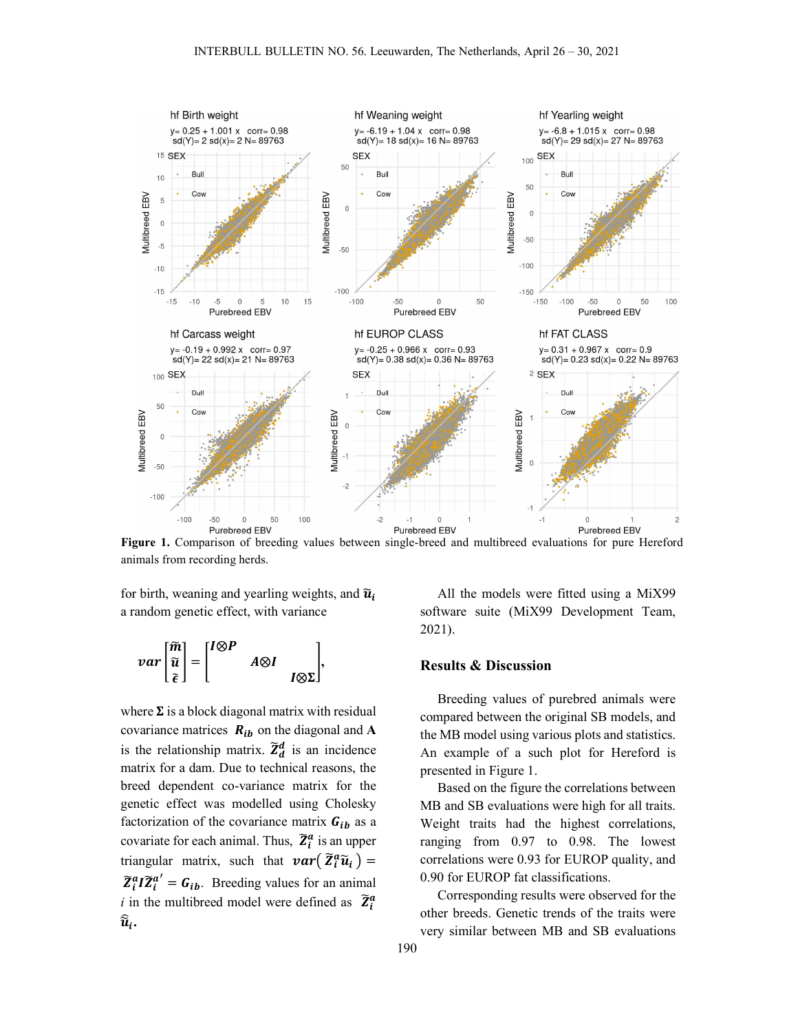**Figure 1.** Comparison of breeding values between single-breed and multibreed evaluations for pure Hereford animals from recording herds.

for birth, weaning and yearling weights, and $\tilde{\boldsymbol{u}}_i$ a random genetic effect, with variance

$$var\begin{bmatrix}\tilde{\boldsymbol{m}}\\ \tilde{\boldsymbol{u}}\\ \tilde{\boldsymbol{\epsilon}}\end{bmatrix} = \begin{bmatrix}\boldsymbol{I}\otimes\boldsymbol{P} & & \\ & \boldsymbol{A}\otimes\boldsymbol{I} & \\ & & \boldsymbol{I}\otimes\boldsymbol{\Sigma}\end{bmatrix},$$

where $\boldsymbol{\Sigma}$ is a block diagonal matrix with residual covariance matrices $\boldsymbol{R}_{ib}$ on the diagonal and $\mathbf{A}$ is the relationship matrix. $\tilde{\boldsymbol{Z}}_d^d$ is an incidence matrix for a dam. Due to technical reasons, the breed dependent co-variance matrix for the genetic effect was modelled using Cholesky factorization of the covariance matrix $\boldsymbol{G}_{ib}$ as a covariate for each animal. Thus, $\tilde{\boldsymbol{Z}}_i^a$ is an upper triangular matrix, such that $\boldsymbol{var}\left(\tilde{\boldsymbol{Z}}_i^a\tilde{\boldsymbol{u}}_i\right) = \tilde{\boldsymbol{Z}}_i^a\boldsymbol{I}\tilde{\boldsymbol{Z}}_i^{a\prime} = \boldsymbol{G}_{ib}$. Breeding values for an animal $i$ in the multibreed model were defined as $\tilde{\boldsymbol{Z}}_i^a\hat{\tilde{\boldsymbol{u}}}_i$.

All the models were fitted using a MiX99 software suite (MiX99 Development Team, 2021).

## Results & Discussion

Breeding values of purebred animals were compared between the original SB models, and the MB model using various plots and statistics. An example of a such plot for Hereford is presented in Figure 1.

Based on the figure the correlations between MB and SB evaluations were high for all traits. Weight traits had the highest correlations, ranging from 0.97 to 0.98. The lowest correlations were 0.93 for EUROP quality, and 0.90 for EUROP fat classifications.

Corresponding results were observed for the other breeds. Genetic trends of the traits were very similar between MB and SB evaluations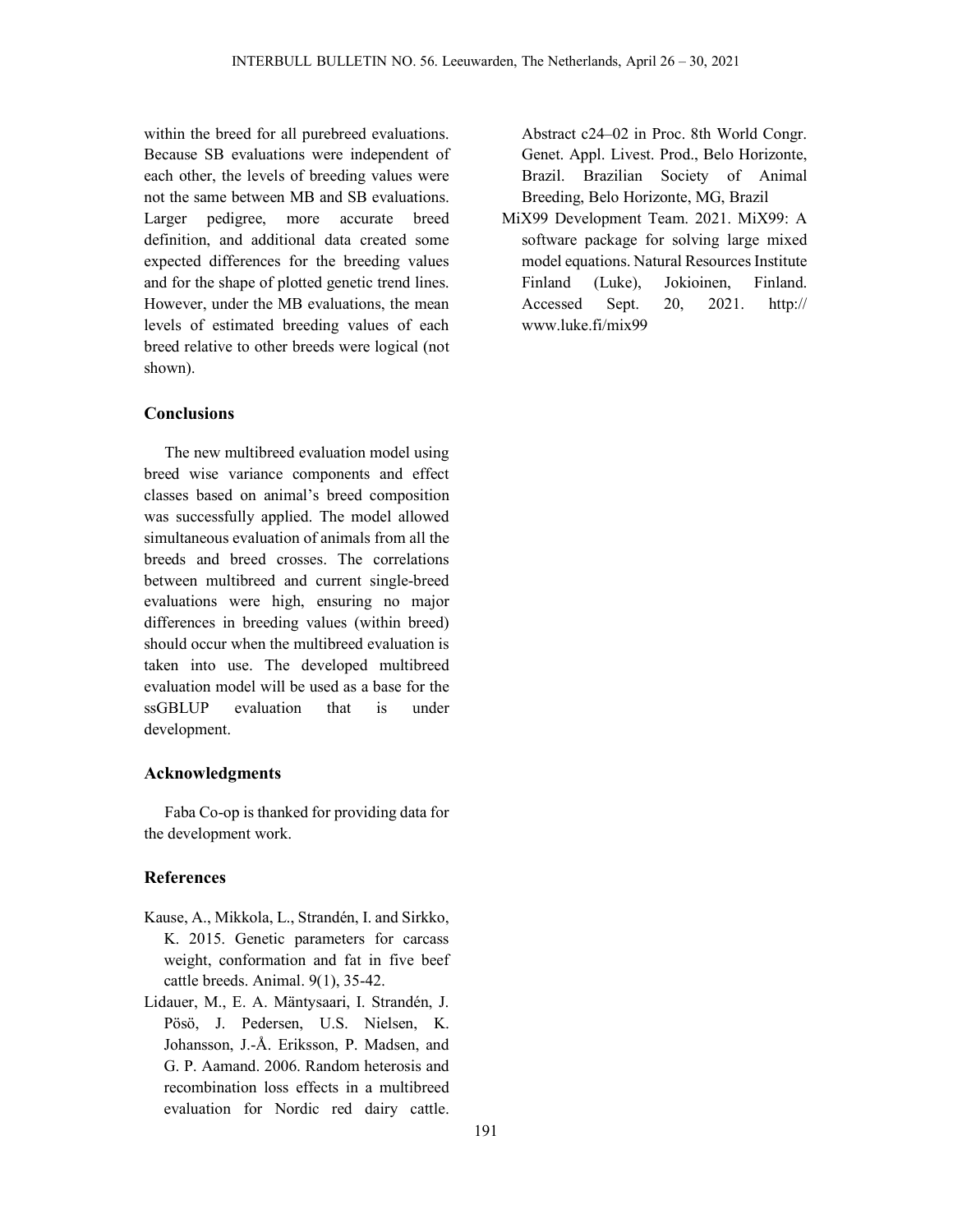within the breed for all purebreed evaluations. Because SB evaluations were independent of each other, the levels of breeding values were not the same between MB and SB evaluations. Larger pedigree, more accurate breed definition, and additional data created some expected differences for the breeding values and for the shape of plotted genetic trend lines. However, under the MB evaluations, the mean levels of estimated breeding values of each breed relative to other breeds were logical (not shown).

## Conclusions

The new multibreed evaluation model using breed wise variance components and effect classes based on animal's breed composition was successfully applied. The model allowed simultaneous evaluation of animals from all the breeds and breed crosses. The correlations between multibreed and current single-breed evaluations were high, ensuring no major differences in breeding values (within breed) should occur when the multibreed evaluation is taken into use. The developed multibreed evaluation model will be used as a base for the ssGBLUP evaluation that is under development.

## Acknowledgments

Faba Co-op is thanked for providing data for the development work.

## References

Kause, A., Mikkola, L., Strandén, I. and Sirkko, K. 2015. Genetic parameters for carcass weight, conformation and fat in five beef cattle breeds. Animal. 9(1), 35-42.

Lidauer, M., E. A. Mäntysaari, I. Strandén, J. Pösö, J. Pedersen, U.S. Nielsen, K. Johansson, J.-Å. Eriksson, P. Madsen, and G. P. Aamand. 2006. Random heterosis and recombination loss effects in a multibreed evaluation for Nordic red dairy cattle. Abstract c24–02 in Proc. 8th World Congr. Genet. Appl. Livest. Prod., Belo Horizonte, Brazil. Brazilian Society of Animal Breeding, Belo Horizonte, MG, Brazil

MiX99 Development Team. 2021. MiX99: A software package for solving large mixed model equations. Natural Resources Institute Finland (Luke), Jokioinen, Finland. Accessed Sept. 20, 2021. http:// www.luke.fi/mix99